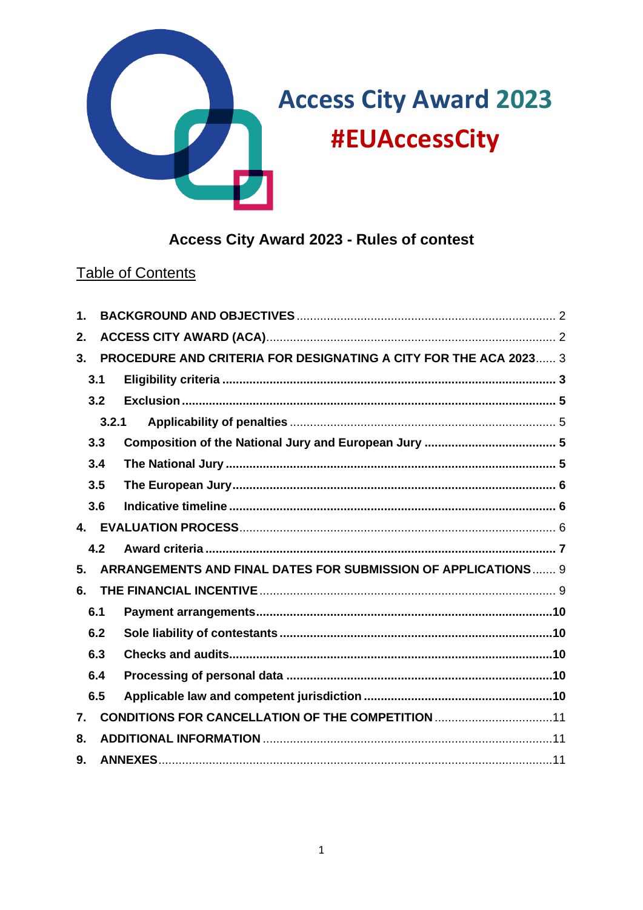# Access City Award 2023

# #EUAccessCity

## Access City Award 2023 - Rules of contest

Table of Contents

1. **BACKGROUND AND OBJECTIVES** ........ 2
2. **ACCESS CITY AWARD (ACA)** ........ 2
3. **PROCEDURE AND CRITERIA FOR DESIGNATING A CITY FOR THE ACA 2023** ........ 3
   - **3.1 Eligibility criteria** ........ **3**
   - **3.2 Exclusion** ........ **5**
     - **3.2.1 Applicability of penalties** ........ 5
   - **3.3 Composition of the National Jury and European Jury** ........ **5**
   - **3.4 The National Jury** ........ **5**
   - **3.5 The European Jury** ........ **6**
   - **3.6 Indicative timeline** ........ **6**
4. **EVALUATION PROCESS** ........ 6
   - **4.2 Award criteria** ........ **7**
5. **ARRANGEMENTS AND FINAL DATES FOR SUBMISSION OF APPLICATIONS** ........ 9
6. **THE FINANCIAL INCENTIVE** ........ 9
   - **6.1 Payment arrangements** ........ **10**
   - **6.2 Sole liability of contestants** ........ **10**
   - **6.3 Checks and audits** ........ **10**
   - **6.4 Processing of personal data** ........ **10**
   - **6.5 Applicable law and competent jurisdiction** ........ **10**
7. **CONDITIONS FOR CANCELLATION OF THE COMPETITION** ........ 11
8. **ADDITIONAL INFORMATION** ........ 11
9. **ANNEXES** ........ 11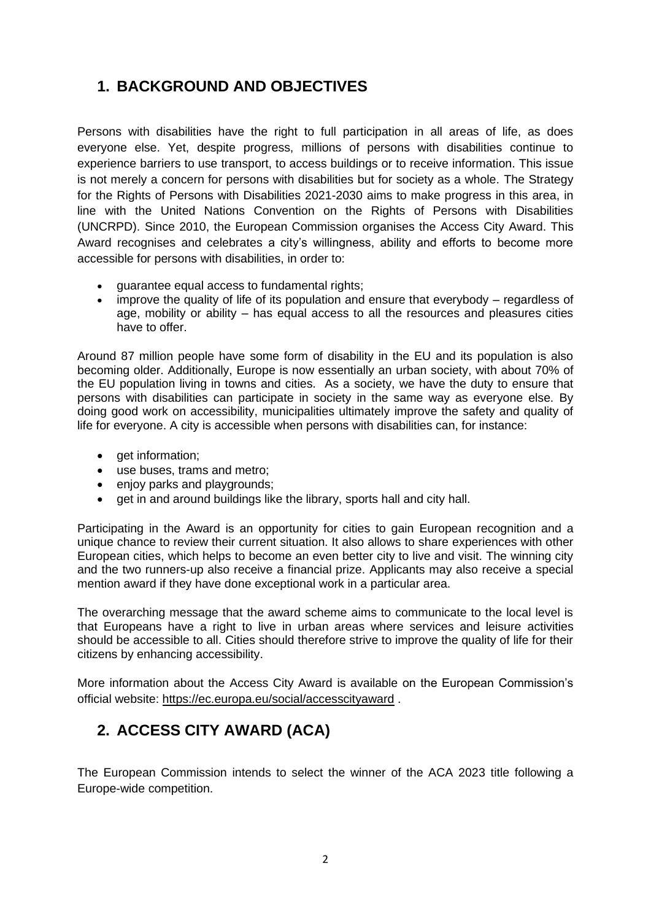## 1. BACKGROUND AND OBJECTIVES

Persons with disabilities have the right to full participation in all areas of life, as does everyone else. Yet, despite progress, millions of persons with disabilities continue to experience barriers to use transport, to access buildings or to receive information. This issue is not merely a concern for persons with disabilities but for society as a whole. The Strategy for the Rights of Persons with Disabilities 2021-2030 aims to make progress in this area, in line with the United Nations Convention on the Rights of Persons with Disabilities (UNCRPD). Since 2010, the European Commission organises the Access City Award. This Award recognises and celebrates a city's willingness, ability and efforts to become more accessible for persons with disabilities, in order to:

- guarantee equal access to fundamental rights;
- improve the quality of life of its population and ensure that everybody – regardless of age, mobility or ability – has equal access to all the resources and pleasures cities have to offer.

Around 87 million people have some form of disability in the EU and its population is also becoming older. Additionally, Europe is now essentially an urban society, with about 70% of the EU population living in towns and cities. As a society, we have the duty to ensure that persons with disabilities can participate in society in the same way as everyone else. By doing good work on accessibility, municipalities ultimately improve the safety and quality of life for everyone. A city is accessible when persons with disabilities can, for instance:

- get information;
- use buses, trams and metro;
- enjoy parks and playgrounds;
- get in and around buildings like the library, sports hall and city hall.

Participating in the Award is an opportunity for cities to gain European recognition and a unique chance to review their current situation. It also allows to share experiences with other European cities, which helps to become an even better city to live and visit. The winning city and the two runners-up also receive a financial prize. Applicants may also receive a special mention award if they have done exceptional work in a particular area.

The overarching message that the award scheme aims to communicate to the local level is that Europeans have a right to live in urban areas where services and leisure activities should be accessible to all. Cities should therefore strive to improve the quality of life for their citizens by enhancing accessibility.

More information about the Access City Award is available on the European Commission's official website: https://ec.europa.eu/social/accesscityaward .

## 2. ACCESS CITY AWARD (ACA)

The European Commission intends to select the winner of the ACA 2023 title following a Europe-wide competition.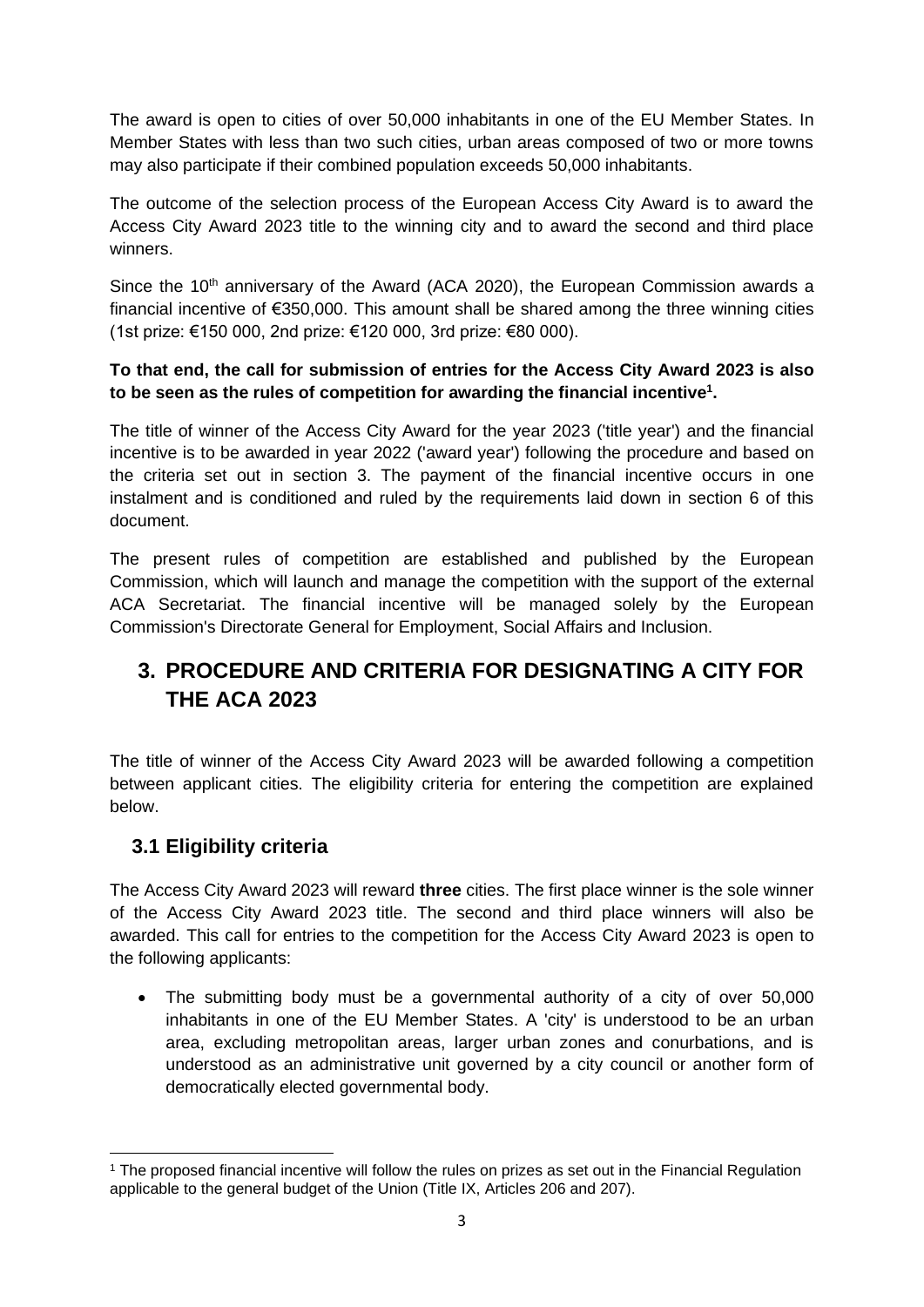The award is open to cities of over 50,000 inhabitants in one of the EU Member States. In Member States with less than two such cities, urban areas composed of two or more towns may also participate if their combined population exceeds 50,000 inhabitants.

The outcome of the selection process of the European Access City Award is to award the Access City Award 2023 title to the winning city and to award the second and third place winners.

Since the 10th anniversary of the Award (ACA 2020), the European Commission awards a financial incentive of €350,000. This amount shall be shared among the three winning cities (1st prize: €150 000, 2nd prize: €120 000, 3rd prize: €80 000).

**To that end, the call for submission of entries for the Access City Award 2023 is also to be seen as the rules of competition for awarding the financial incentive[1].**

The title of winner of the Access City Award for the year 2023 ('title year') and the financial incentive is to be awarded in year 2022 ('award year') following the procedure and based on the criteria set out in section 3. The payment of the financial incentive occurs in one instalment and is conditioned and ruled by the requirements laid down in section 6 of this document.

The present rules of competition are established and published by the European Commission, which will launch and manage the competition with the support of the external ACA Secretariat. The financial incentive will be managed solely by the European Commission's Directorate General for Employment, Social Affairs and Inclusion.

# 3. PROCEDURE AND CRITERIA FOR DESIGNATING A CITY FOR THE ACA 2023

The title of winner of the Access City Award 2023 will be awarded following a competition between applicant cities. The eligibility criteria for entering the competition are explained below.

## 3.1 Eligibility criteria

The Access City Award 2023 will reward **three** cities. The first place winner is the sole winner of the Access City Award 2023 title. The second and third place winners will also be awarded. This call for entries to the competition for the Access City Award 2023 is open to the following applicants:

- The submitting body must be a governmental authority of a city of over 50,000 inhabitants in one of the EU Member States. A 'city' is understood to be an urban area, excluding metropolitan areas, larger urban zones and conurbations, and is understood as an administrative unit governed by a city council or another form of democratically elected governmental body.

[1] The proposed financial incentive will follow the rules on prizes as set out in the Financial Regulation applicable to the general budget of the Union (Title IX, Articles 206 and 207).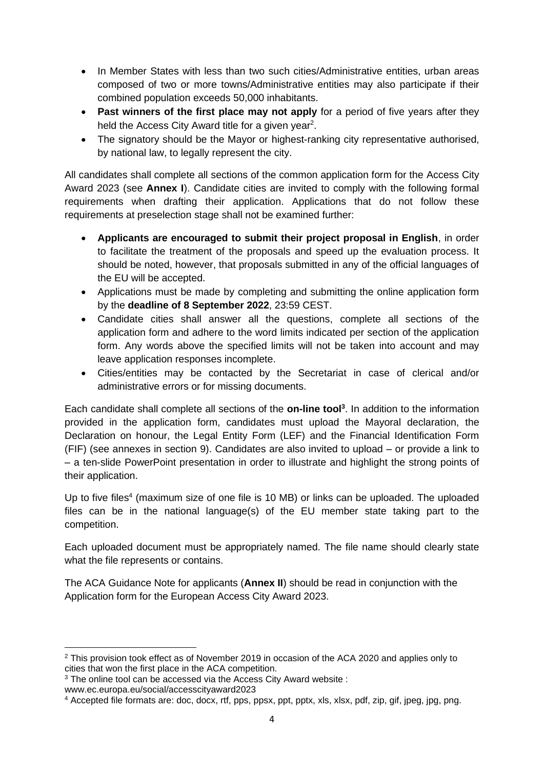- In Member States with less than two such cities/Administrative entities, urban areas composed of two or more towns/Administrative entities may also participate if their combined population exceeds 50,000 inhabitants.
- **Past winners of the first place may not apply** for a period of five years after they held the Access City Award title for a given year[2].
- The signatory should be the Mayor or highest-ranking city representative authorised, by national law, to legally represent the city.

All candidates shall complete all sections of the common application form for the Access City Award 2023 (see **Annex I**). Candidate cities are invited to comply with the following formal requirements when drafting their application. Applications that do not follow these requirements at preselection stage shall not be examined further:

- **Applicants are encouraged to submit their project proposal in English**, in order to facilitate the treatment of the proposals and speed up the evaluation process. It should be noted, however, that proposals submitted in any of the official languages of the EU will be accepted.
- Applications must be made by completing and submitting the online application form by the **deadline of 8 September 2022**, 23:59 CEST.
- Candidate cities shall answer all the questions, complete all sections of the application form and adhere to the word limits indicated per section of the application form. Any words above the specified limits will not be taken into account and may leave application responses incomplete.
- Cities/entities may be contacted by the Secretariat in case of clerical and/or administrative errors or for missing documents.

Each candidate shall complete all sections of the **on-line tool[3]**. In addition to the information provided in the application form, candidates must upload the Mayoral declaration, the Declaration on honour, the Legal Entity Form (LEF) and the Financial Identification Form (FIF) (see annexes in section 9). Candidates are also invited to upload – or provide a link to – a ten-slide PowerPoint presentation in order to illustrate and highlight the strong points of their application.

Up to five files[4] (maximum size of one file is 10 MB) or links can be uploaded. The uploaded files can be in the national language(s) of the EU member state taking part to the competition.

Each uploaded document must be appropriately named. The file name should clearly state what the file represents or contains.

The ACA Guidance Note for applicants (**Annex II**) should be read in conjunction with the Application form for the European Access City Award 2023.

---

[2] This provision took effect as of November 2019 in occasion of the ACA 2020 and applies only to cities that won the first place in the ACA competition.

[3] The online tool can be accessed via the Access City Award website : www.ec.europa.eu/social/accesscityaward2023

[4] Accepted file formats are: doc, docx, rtf, pps, ppsx, ppt, pptx, xls, xlsx, pdf, zip, gif, jpeg, jpg, png.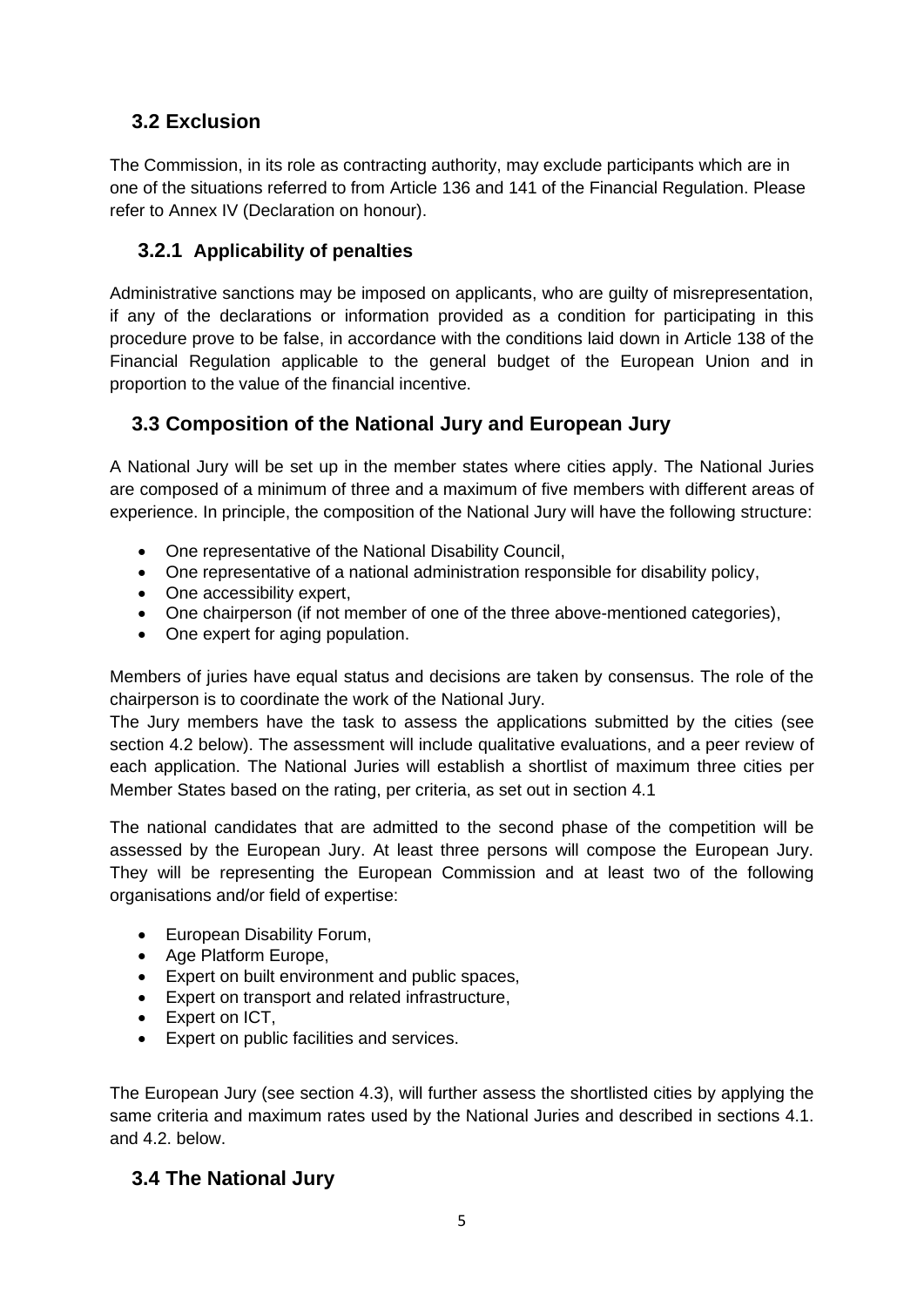## 3.2 Exclusion

The Commission, in its role as contracting authority, may exclude participants which are in one of the situations referred to from Article 136 and 141 of the Financial Regulation. Please refer to Annex IV (Declaration on honour).

### 3.2.1 Applicability of penalties

Administrative sanctions may be imposed on applicants, who are guilty of misrepresentation, if any of the declarations or information provided as a condition for participating in this procedure prove to be false, in accordance with the conditions laid down in Article 138 of the Financial Regulation applicable to the general budget of the European Union and in proportion to the value of the financial incentive.

## 3.3 Composition of the National Jury and European Jury

A National Jury will be set up in the member states where cities apply. The National Juries are composed of a minimum of three and a maximum of five members with different areas of experience. In principle, the composition of the National Jury will have the following structure:

- One representative of the National Disability Council,
- One representative of a national administration responsible for disability policy,
- One accessibility expert,
- One chairperson (if not member of one of the three above-mentioned categories),
- One expert for aging population.

Members of juries have equal status and decisions are taken by consensus. The role of the chairperson is to coordinate the work of the National Jury.

The Jury members have the task to assess the applications submitted by the cities (see section 4.2 below). The assessment will include qualitative evaluations, and a peer review of each application. The National Juries will establish a shortlist of maximum three cities per Member States based on the rating, per criteria, as set out in section 4.1

The national candidates that are admitted to the second phase of the competition will be assessed by the European Jury. At least three persons will compose the European Jury. They will be representing the European Commission and at least two of the following organisations and/or field of expertise:

- European Disability Forum,
- Age Platform Europe,
- Expert on built environment and public spaces,
- Expert on transport and related infrastructure,
- Expert on ICT,
- Expert on public facilities and services.

The European Jury (see section 4.3), will further assess the shortlisted cities by applying the same criteria and maximum rates used by the National Juries and described in sections 4.1. and 4.2. below.

## 3.4 The National Jury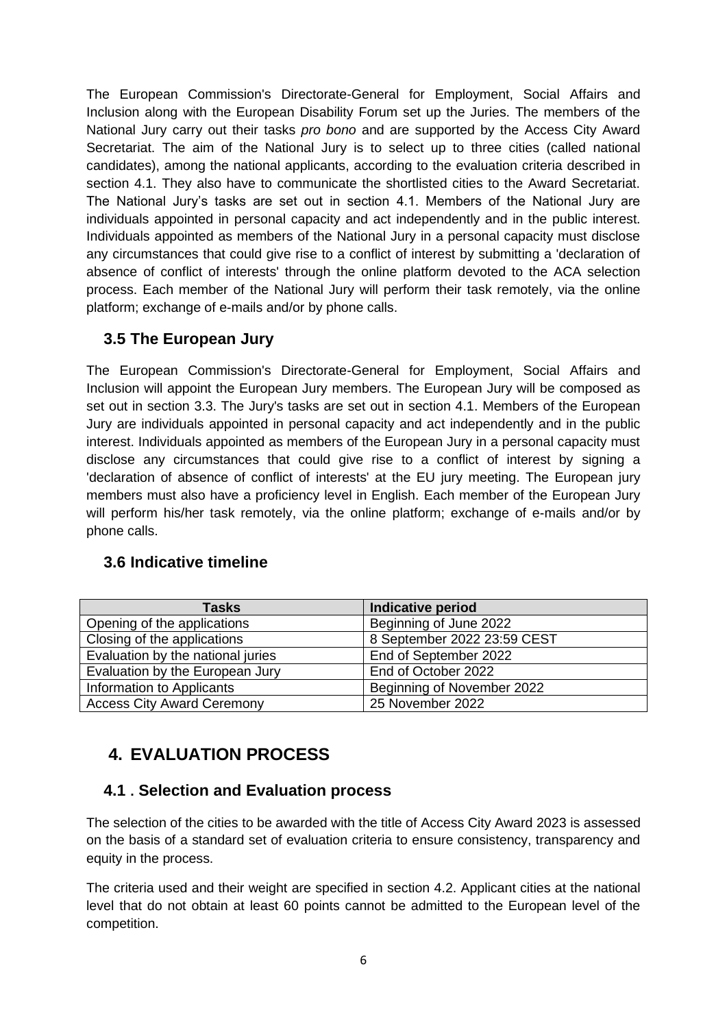The European Commission's Directorate-General for Employment, Social Affairs and Inclusion along with the European Disability Forum set up the Juries. The members of the National Jury carry out their tasks *pro bono* and are supported by the Access City Award Secretariat. The aim of the National Jury is to select up to three cities (called national candidates), among the national applicants, according to the evaluation criteria described in section 4.1. They also have to communicate the shortlisted cities to the Award Secretariat. The National Jury's tasks are set out in section 4.1. Members of the National Jury are individuals appointed in personal capacity and act independently and in the public interest. Individuals appointed as members of the National Jury in a personal capacity must disclose any circumstances that could give rise to a conflict of interest by submitting a 'declaration of absence of conflict of interests' through the online platform devoted to the ACA selection process. Each member of the National Jury will perform their task remotely, via the online platform; exchange of e-mails and/or by phone calls.

### 3.5 The European Jury

The European Commission's Directorate-General for Employment, Social Affairs and Inclusion will appoint the European Jury members. The European Jury will be composed as set out in section 3.3. The Jury's tasks are set out in section 4.1. Members of the European Jury are individuals appointed in personal capacity and act independently and in the public interest. Individuals appointed as members of the European Jury in a personal capacity must disclose any circumstances that could give rise to a conflict of interest by signing a 'declaration of absence of conflict of interests' at the EU jury meeting. The European jury members must also have a proficiency level in English. Each member of the European Jury will perform his/her task remotely, via the online platform; exchange of e-mails and/or by phone calls.

### 3.6 Indicative timeline

| Tasks | Indicative period |
|---|---|
| Opening of the applications | Beginning of June 2022 |
| Closing of the applications | 8 September 2022 23:59 CEST |
| Evaluation by the national juries | End of September 2022 |
| Evaluation by the European Jury | End of October 2022 |
| Information to Applicants | Beginning of November 2022 |
| Access City Award Ceremony | 25 November 2022 |

## 4. EVALUATION PROCESS

### 4.1 . Selection and Evaluation process

The selection of the cities to be awarded with the title of Access City Award 2023 is assessed on the basis of a standard set of evaluation criteria to ensure consistency, transparency and equity in the process.

The criteria used and their weight are specified in section 4.2. Applicant cities at the national level that do not obtain at least 60 points cannot be admitted to the European level of the competition.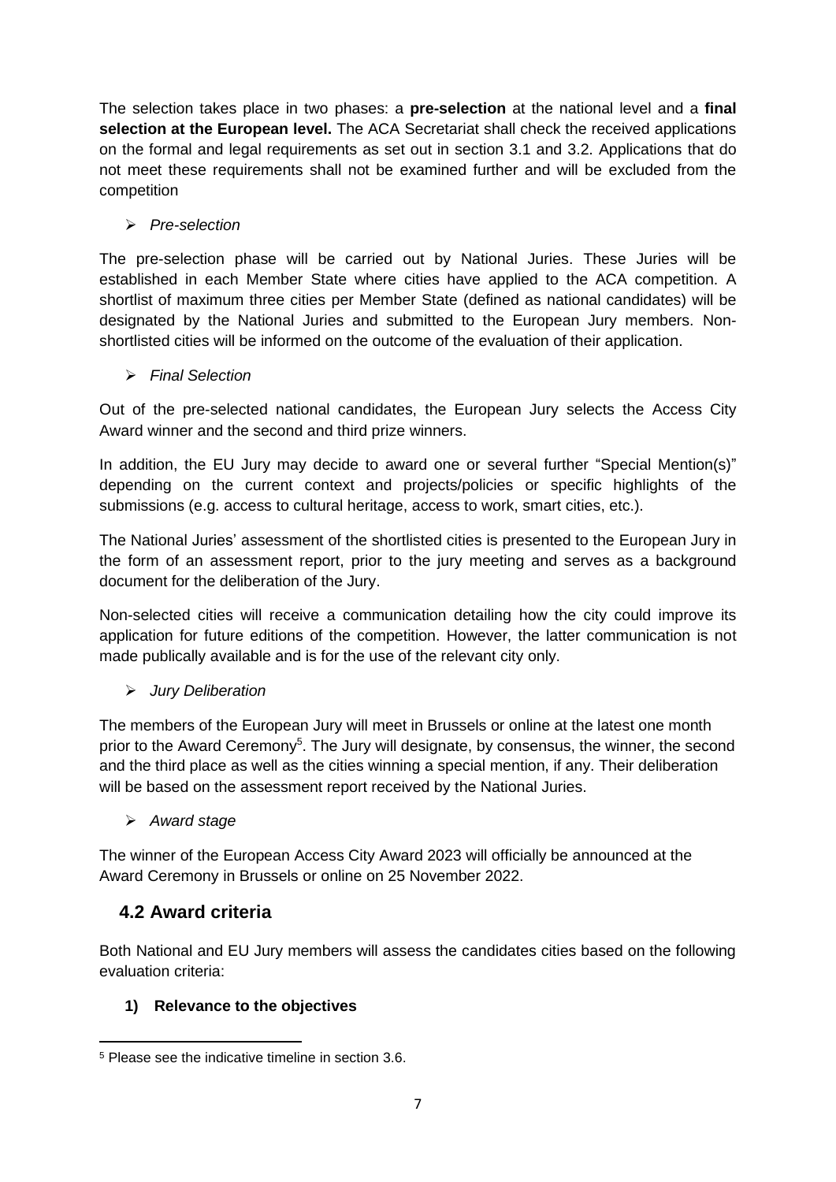The selection takes place in two phases: a **pre-selection** at the national level and a **final selection at the European level.** The ACA Secretariat shall check the received applications on the formal and legal requirements as set out in section 3.1 and 3.2. Applications that do not meet these requirements shall not be examined further and will be excluded from the competition

- *Pre-selection*

The pre-selection phase will be carried out by National Juries. These Juries will be established in each Member State where cities have applied to the ACA competition. A shortlist of maximum three cities per Member State (defined as national candidates) will be designated by the National Juries and submitted to the European Jury members. Non-shortlisted cities will be informed on the outcome of the evaluation of their application.

- *Final Selection*

Out of the pre-selected national candidates, the European Jury selects the Access City Award winner and the second and third prize winners.

In addition, the EU Jury may decide to award one or several further "Special Mention(s)" depending on the current context and projects/policies or specific highlights of the submissions (e.g. access to cultural heritage, access to work, smart cities, etc.).

The National Juries' assessment of the shortlisted cities is presented to the European Jury in the form of an assessment report, prior to the jury meeting and serves as a background document for the deliberation of the Jury.

Non-selected cities will receive a communication detailing how the city could improve its application for future editions of the competition. However, the latter communication is not made publically available and is for the use of the relevant city only.

- *Jury Deliberation*

The members of the European Jury will meet in Brussels or online at the latest one month prior to the Award Ceremony[5]. The Jury will designate, by consensus, the winner, the second and the third place as well as the cities winning a special mention, if any. Their deliberation will be based on the assessment report received by the National Juries.

- *Award stage*

The winner of the European Access City Award 2023 will officially be announced at the Award Ceremony in Brussels or online on 25 November 2022.

## 4.2 Award criteria

Both National and EU Jury members will assess the candidates cities based on the following evaluation criteria:

**1) Relevance to the objectives**

[5] Please see the indicative timeline in section 3.6.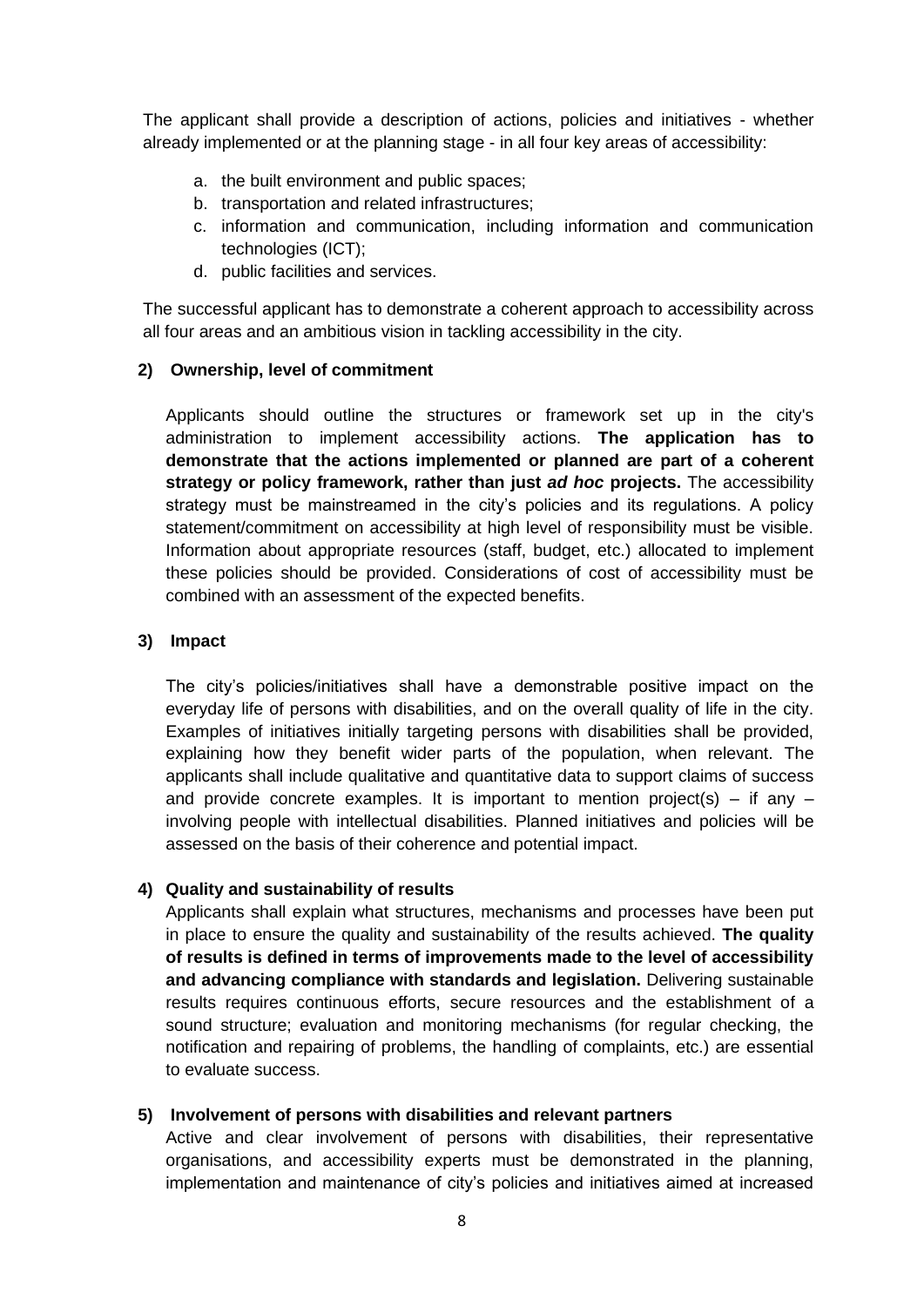The applicant shall provide a description of actions, policies and initiatives - whether already implemented or at the planning stage - in all four key areas of accessibility:

a. the built environment and public spaces;
b. transportation and related infrastructures;
c. information and communication, including information and communication technologies (ICT);
d. public facilities and services.

The successful applicant has to demonstrate a coherent approach to accessibility across all four areas and an ambitious vision in tackling accessibility in the city.

**2) Ownership, level of commitment**

Applicants should outline the structures or framework set up in the city's administration to implement accessibility actions. **The application has to demonstrate that the actions implemented or planned are part of a coherent strategy or policy framework, rather than just *ad hoc* projects.** The accessibility strategy must be mainstreamed in the city's policies and its regulations. A policy statement/commitment on accessibility at high level of responsibility must be visible. Information about appropriate resources (staff, budget, etc.) allocated to implement these policies should be provided. Considerations of cost of accessibility must be combined with an assessment of the expected benefits.

**3) Impact**

The city's policies/initiatives shall have a demonstrable positive impact on the everyday life of persons with disabilities, and on the overall quality of life in the city. Examples of initiatives initially targeting persons with disabilities shall be provided, explaining how they benefit wider parts of the population, when relevant. The applicants shall include qualitative and quantitative data to support claims of success and provide concrete examples. It is important to mention project(s) – if any – involving people with intellectual disabilities. Planned initiatives and policies will be assessed on the basis of their coherence and potential impact.

**4) Quality and sustainability of results**

Applicants shall explain what structures, mechanisms and processes have been put in place to ensure the quality and sustainability of the results achieved. **The quality of results is defined in terms of improvements made to the level of accessibility and advancing compliance with standards and legislation.** Delivering sustainable results requires continuous efforts, secure resources and the establishment of a sound structure; evaluation and monitoring mechanisms (for regular checking, the notification and repairing of problems, the handling of complaints, etc.) are essential to evaluate success.

**5) Involvement of persons with disabilities and relevant partners**

Active and clear involvement of persons with disabilities, their representative organisations, and accessibility experts must be demonstrated in the planning, implementation and maintenance of city's policies and initiatives aimed at increased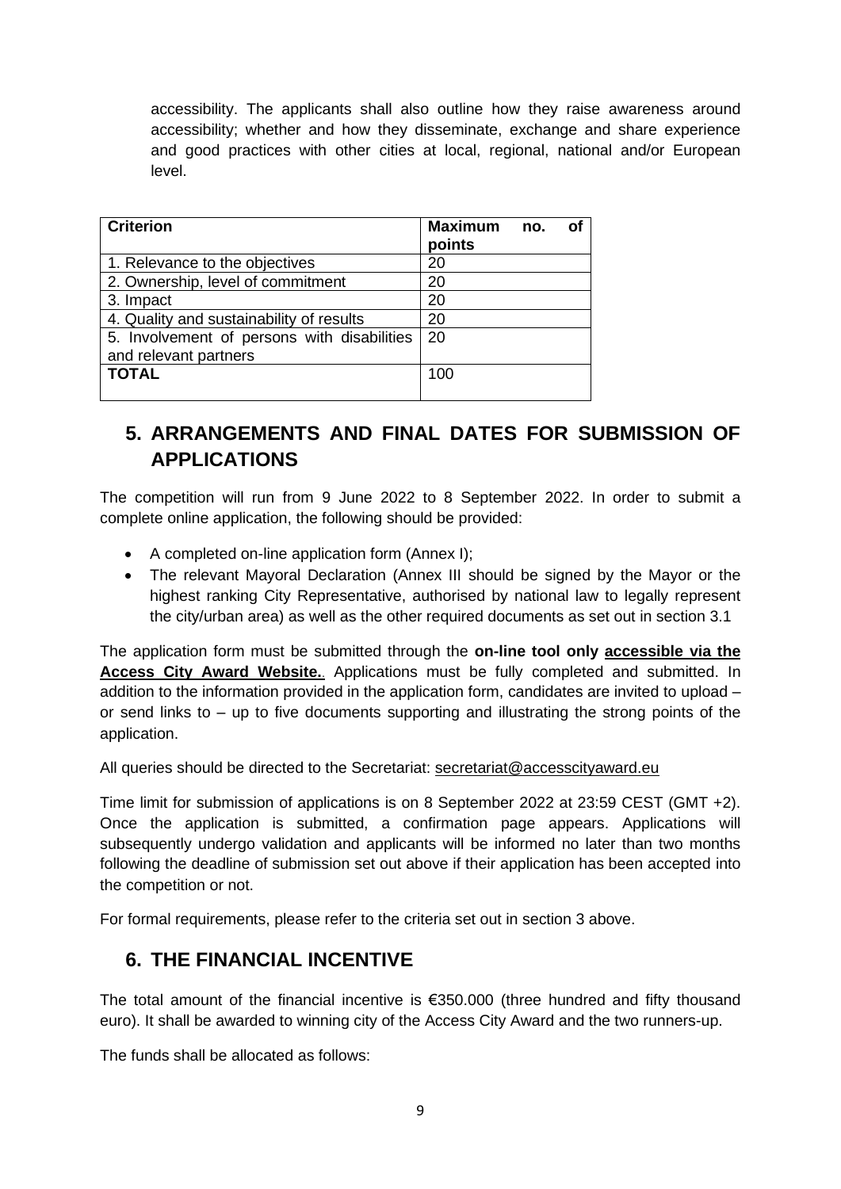accessibility. The applicants shall also outline how they raise awareness around accessibility; whether and how they disseminate, exchange and share experience and good practices with other cities at local, regional, national and/or European level.

| Criterion | Maximum no. of points |
|---|---|
| 1. Relevance to the objectives | 20 |
| 2. Ownership, level of commitment | 20 |
| 3. Impact | 20 |
| 4. Quality and sustainability of results | 20 |
| 5. Involvement of persons with disabilities and relevant partners | 20 |
| **TOTAL** | 100 |

## 5. ARRANGEMENTS AND FINAL DATES FOR SUBMISSION OF APPLICATIONS

The competition will run from 9 June 2022 to 8 September 2022. In order to submit a complete online application, the following should be provided:

- A completed on-line application form (Annex I);
- The relevant Mayoral Declaration (Annex III should be signed by the Mayor or the highest ranking City Representative, authorised by national law to legally represent the city/urban area) as well as the other required documents as set out in section 3.1

The application form must be submitted through the **on-line tool only accessible via the Access City Award Website.**. Applications must be fully completed and submitted. In addition to the information provided in the application form, candidates are invited to upload – or send links to – up to five documents supporting and illustrating the strong points of the application.

All queries should be directed to the Secretariat: secretariat@accesscityaward.eu

Time limit for submission of applications is on 8 September 2022 at 23:59 CEST (GMT +2). Once the application is submitted, a confirmation page appears. Applications will subsequently undergo validation and applicants will be informed no later than two months following the deadline of submission set out above if their application has been accepted into the competition or not.

For formal requirements, please refer to the criteria set out in section 3 above.

## 6. THE FINANCIAL INCENTIVE

The total amount of the financial incentive is €350.000 (three hundred and fifty thousand euro). It shall be awarded to winning city of the Access City Award and the two runners-up.

The funds shall be allocated as follows: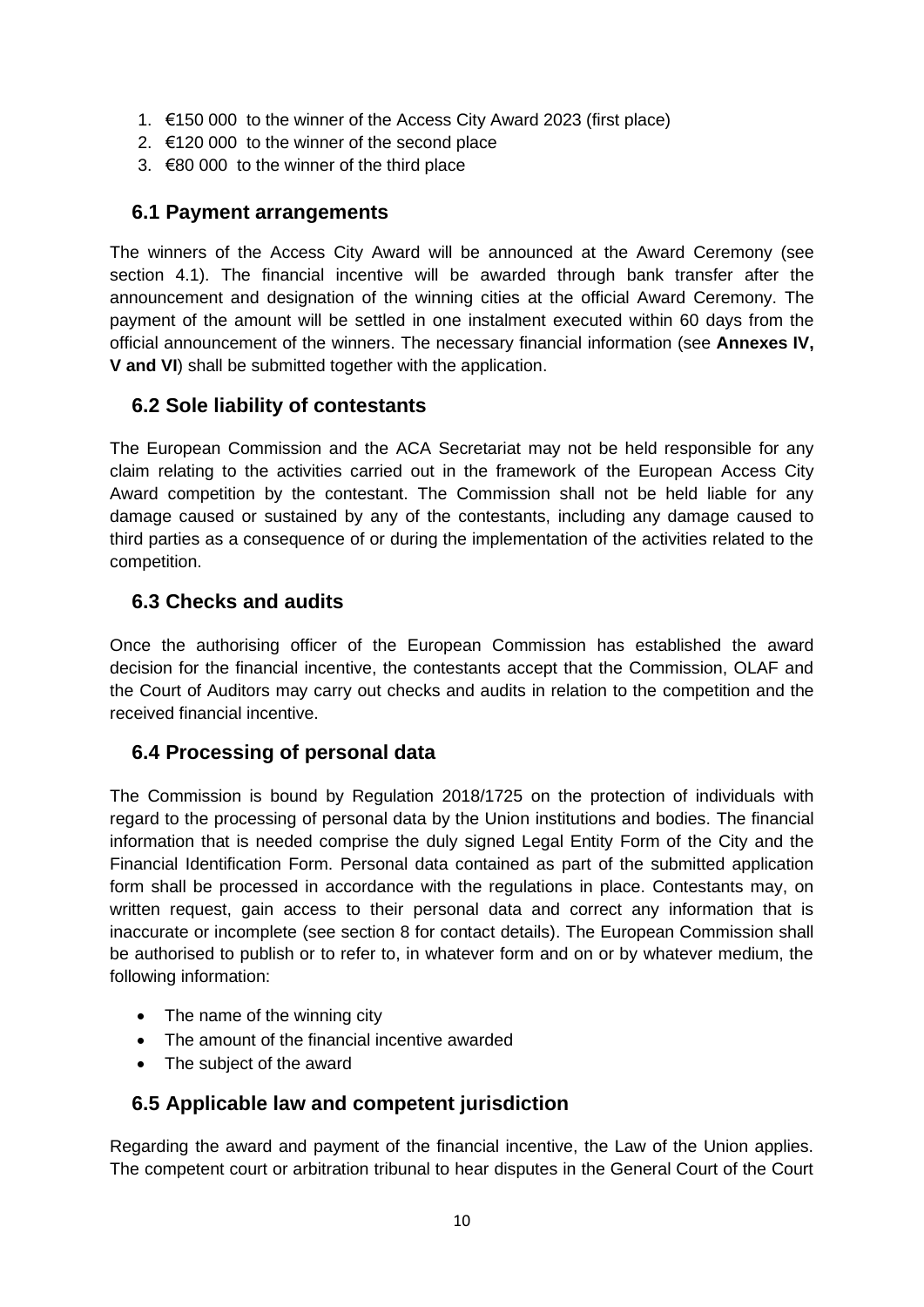1. €150 000 to the winner of the Access City Award 2023 (first place)
2. €120 000 to the winner of the second place
3. €80 000 to the winner of the third place

## 6.1 Payment arrangements

The winners of the Access City Award will be announced at the Award Ceremony (see section 4.1). The financial incentive will be awarded through bank transfer after the announcement and designation of the winning cities at the official Award Ceremony. The payment of the amount will be settled in one instalment executed within 60 days from the official announcement of the winners. The necessary financial information (see **Annexes IV, V and VI**) shall be submitted together with the application.

## 6.2 Sole liability of contestants

The European Commission and the ACA Secretariat may not be held responsible for any claim relating to the activities carried out in the framework of the European Access City Award competition by the contestant. The Commission shall not be held liable for any damage caused or sustained by any of the contestants, including any damage caused to third parties as a consequence of or during the implementation of the activities related to the competition.

## 6.3 Checks and audits

Once the authorising officer of the European Commission has established the award decision for the financial incentive, the contestants accept that the Commission, OLAF and the Court of Auditors may carry out checks and audits in relation to the competition and the received financial incentive.

## 6.4 Processing of personal data

The Commission is bound by Regulation 2018/1725 on the protection of individuals with regard to the processing of personal data by the Union institutions and bodies. The financial information that is needed comprise the duly signed Legal Entity Form of the City and the Financial Identification Form. Personal data contained as part of the submitted application form shall be processed in accordance with the regulations in place. Contestants may, on written request, gain access to their personal data and correct any information that is inaccurate or incomplete (see section 8 for contact details). The European Commission shall be authorised to publish or to refer to, in whatever form and on or by whatever medium, the following information:

- The name of the winning city
- The amount of the financial incentive awarded
- The subject of the award

## 6.5 Applicable law and competent jurisdiction

Regarding the award and payment of the financial incentive, the Law of the Union applies. The competent court or arbitration tribunal to hear disputes in the General Court of the Court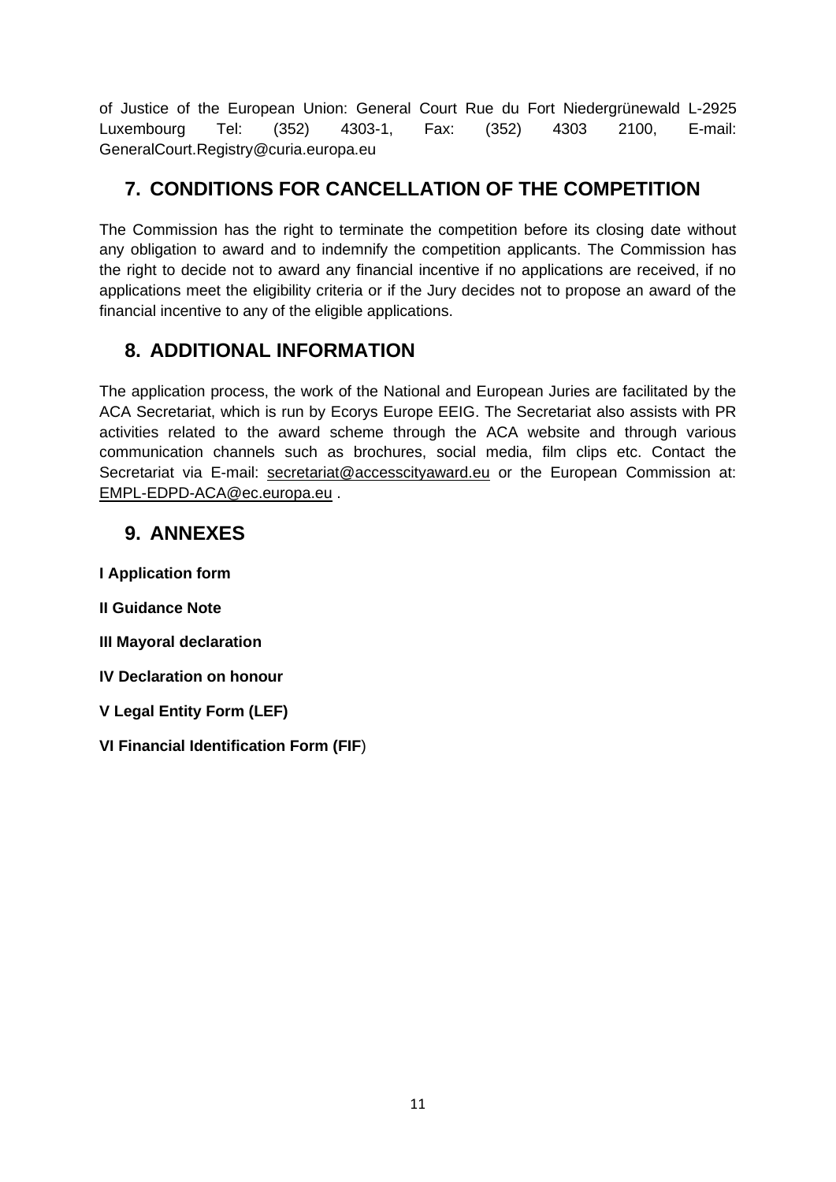of Justice of the European Union: General Court Rue du Fort Niedergrünewald L-2925 Luxembourg Tel: (352) 4303-1, Fax: (352) 4303 2100, E-mail: GeneralCourt.Registry@curia.europa.eu

## 7. CONDITIONS FOR CANCELLATION OF THE COMPETITION

The Commission has the right to terminate the competition before its closing date without any obligation to award and to indemnify the competition applicants. The Commission has the right to decide not to award any financial incentive if no applications are received, if no applications meet the eligibility criteria or if the Jury decides not to propose an award of the financial incentive to any of the eligible applications.

## 8. ADDITIONAL INFORMATION

The application process, the work of the National and European Juries are facilitated by the ACA Secretariat, which is run by Ecorys Europe EEIG. The Secretariat also assists with PR activities related to the award scheme through the ACA website and through various communication channels such as brochures, social media, film clips etc. Contact the Secretariat via E-mail: secretariat@accesscityaward.eu or the European Commission at: EMPL-EDPD-ACA@ec.europa.eu .

## 9. ANNEXES

**I Application form**

**II Guidance Note**

**III Mayoral declaration**

**IV Declaration on honour**

**V Legal Entity Form (LEF)**

**VI Financial Identification Form (FIF)**